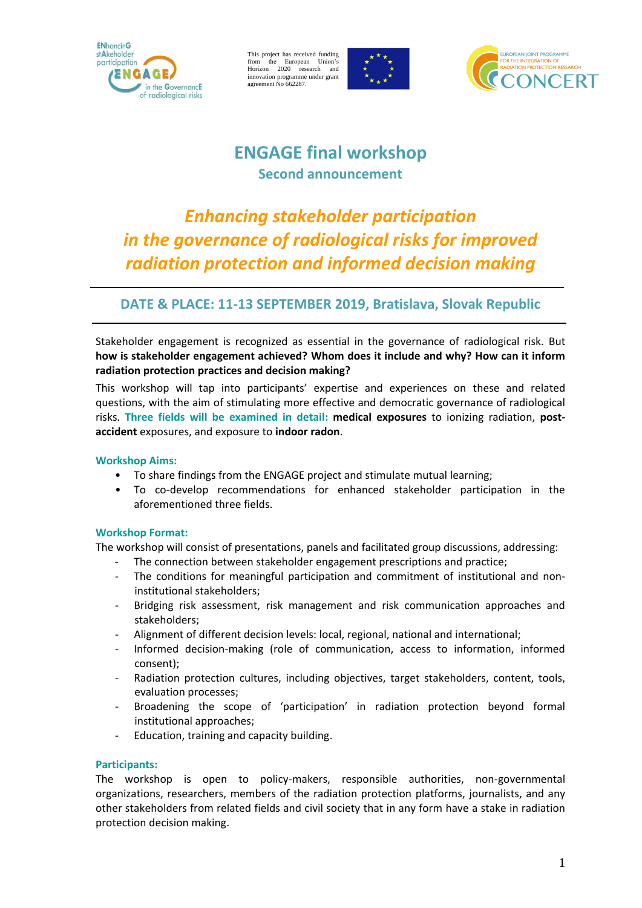This project has received funding from the European Union's Horizon 2020 research and innovation programme under grant agreement No 662287.

# ENGAGE final workshop

## Second announcement

## *Enhancing stakeholder participation in the governance of radiological risks for improved radiation protection and informed decision making*

---

### DATE & PLACE: 11-13 SEPTEMBER 2019, Bratislava, Slovak Republic

---

Stakeholder engagement is recognized as essential in the governance of radiological risk. But **how is stakeholder engagement achieved? Whom does it include and why? How can it inform radiation protection practices and decision making?**

This workshop will tap into participants' expertise and experiences on these and related questions, with the aim of stimulating more effective and democratic governance of radiological risks. **Three fields will be examined in detail:** **medical exposures** to ionizing radiation, **post-accident** exposures, and exposure to **indoor radon**.

**Workshop Aims:**

- To share findings from the ENGAGE project and stimulate mutual learning;
- To co-develop recommendations for enhanced stakeholder participation in the aforementioned three fields.

**Workshop Format:**

The workshop will consist of presentations, panels and facilitated group discussions, addressing:

- The connection between stakeholder engagement prescriptions and practice;
- The conditions for meaningful participation and commitment of institutional and non-institutional stakeholders;
- Bridging risk assessment, risk management and risk communication approaches and stakeholders;
- Alignment of different decision levels: local, regional, national and international;
- Informed decision-making (role of communication, access to information, informed consent);
- Radiation protection cultures, including objectives, target stakeholders, content, tools, evaluation processes;
- Broadening the scope of 'participation' in radiation protection beyond formal institutional approaches;
- Education, training and capacity building.

**Participants:**

The workshop is open to policy-makers, responsible authorities, non-governmental organizations, researchers, members of the radiation protection platforms, journalists, and any other stakeholders from related fields and civil society that in any form have a stake in radiation protection decision making.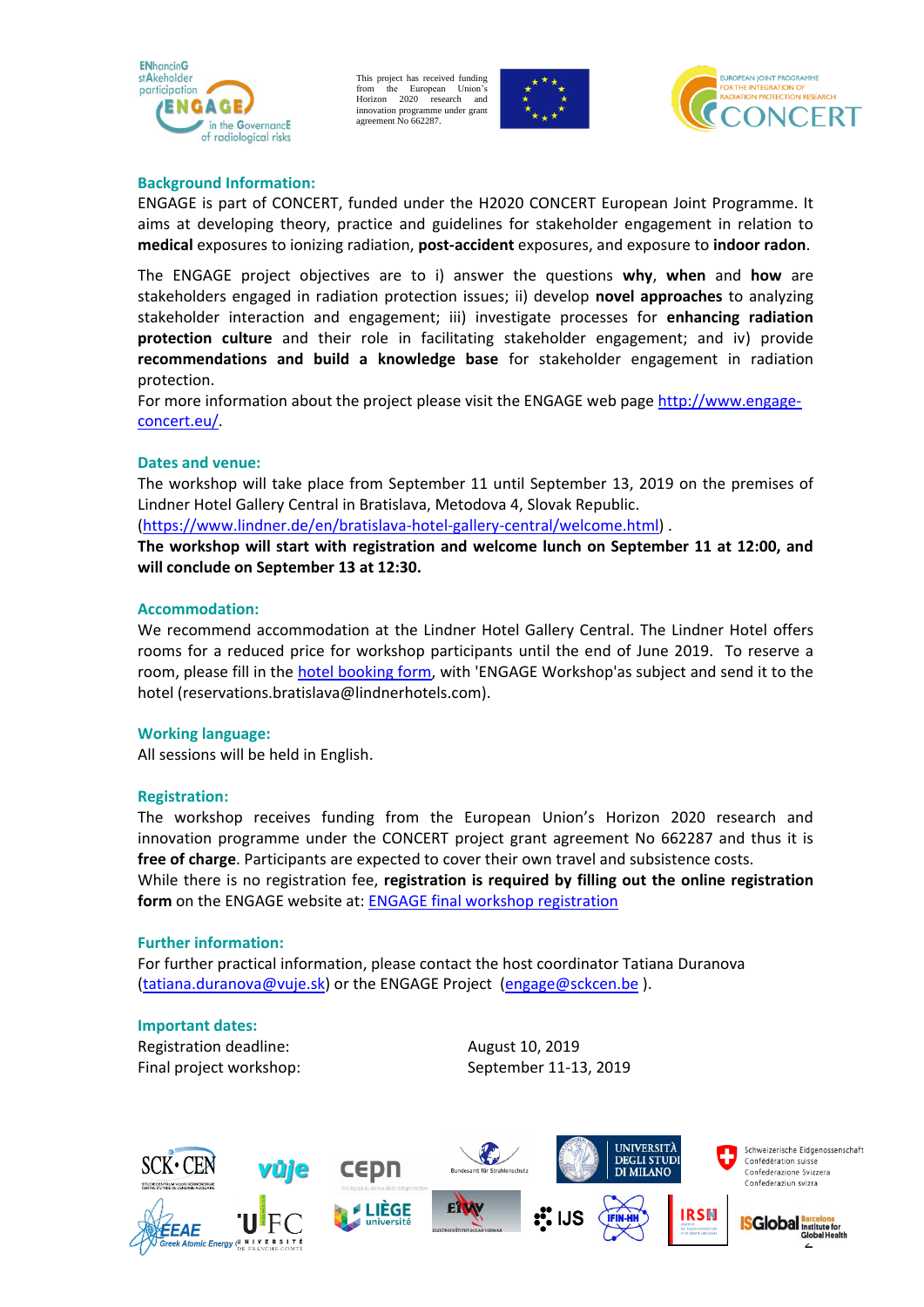This project has received funding from the European Union's Horizon 2020 research and innovation programme under grant agreement No 662287.

### Background Information:

ENGAGE is part of CONCERT, funded under the H2020 CONCERT European Joint Programme. It aims at developing theory, practice and guidelines for stakeholder engagement in relation to **medical** exposures to ionizing radiation, **post-accident** exposures, and exposure to **indoor radon**.

The ENGAGE project objectives are to i) answer the questions **why**, **when** and **how** are stakeholders engaged in radiation protection issues; ii) develop **novel approaches** to analyzing stakeholder interaction and engagement; iii) investigate processes for **enhancing radiation protection culture** and their role in facilitating stakeholder engagement; and iv) provide **recommendations and build a knowledge base** for stakeholder engagement in radiation protection.

For more information about the project please visit the ENGAGE web page http://www.engage-concert.eu/.

### Dates and venue:

The workshop will take place from September 11 until September 13, 2019 on the premises of Lindner Hotel Gallery Central in Bratislava, Metodova 4, Slovak Republic. (https://www.lindner.de/en/bratislava-hotel-gallery-central/welcome.html) .

**The workshop will start with registration and welcome lunch on September 11 at 12:00, and will conclude on September 13 at 12:30.**

### Accommodation:

We recommend accommodation at the Lindner Hotel Gallery Central. The Lindner Hotel offers rooms for a reduced price for workshop participants until the end of June 2019. To reserve a room, please fill in the hotel booking form, with 'ENGAGE Workshop'as subject and send it to the hotel (reservations.bratislava@lindnerhotels.com).

### Working language:

All sessions will be held in English.

### Registration:

The workshop receives funding from the European Union's Horizon 2020 research and innovation programme under the CONCERT project grant agreement No 662287 and thus it is **free of charge**. Participants are expected to cover their own travel and subsistence costs.

While there is no registration fee, **registration is required by filling out the online registration form** on the ENGAGE website at: ENGAGE final workshop registration

### Further information:

For further practical information, please contact the host coordinator Tatiana Duranova (tatiana.duranova@vuje.sk) or the ENGAGE Project (engage@sckcen.be ).

### Important dates:

| | |
|---|---|
| Registration deadline: | August 10, 2019 |
| Final project workshop: | September 11-13, 2019 |